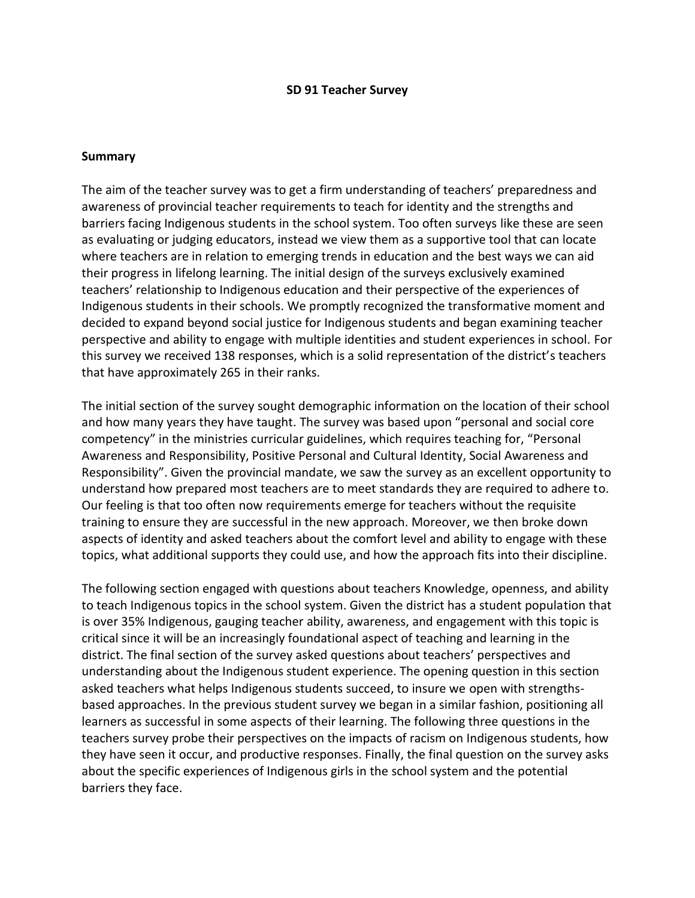# SD 91 Teacher Survey

## Summary

The aim of the teacher survey was to get a firm understanding of teachers' preparedness and awareness of provincial teacher requirements to teach for identity and the strengths and barriers facing Indigenous students in the school system. Too often surveys like these are seen as evaluating or judging educators, instead we view them as a supportive tool that can locate where teachers are in relation to emerging trends in education and the best ways we can aid their progress in lifelong learning. The initial design of the surveys exclusively examined teachers' relationship to Indigenous education and their perspective of the experiences of Indigenous students in their schools. We promptly recognized the transformative moment and decided to expand beyond social justice for Indigenous students and began examining teacher perspective and ability to engage with multiple identities and student experiences in school. For this survey we received 138 responses, which is a solid representation of the district's teachers that have approximately 265 in their ranks.

The initial section of the survey sought demographic information on the location of their school and how many years they have taught. The survey was based upon "personal and social core competency" in the ministries curricular guidelines, which requires teaching for, "Personal Awareness and Responsibility, Positive Personal and Cultural Identity, Social Awareness and Responsibility". Given the provincial mandate, we saw the survey as an excellent opportunity to understand how prepared most teachers are to meet standards they are required to adhere to. Our feeling is that too often now requirements emerge for teachers without the requisite training to ensure they are successful in the new approach. Moreover, we then broke down aspects of identity and asked teachers about the comfort level and ability to engage with these topics, what additional supports they could use, and how the approach fits into their discipline.

The following section engaged with questions about teachers Knowledge, openness, and ability to teach Indigenous topics in the school system. Given the district has a student population that is over 35% Indigenous, gauging teacher ability, awareness, and engagement with this topic is critical since it will be an increasingly foundational aspect of teaching and learning in the district. The final section of the survey asked questions about teachers' perspectives and understanding about the Indigenous student experience. The opening question in this section asked teachers what helps Indigenous students succeed, to insure we open with strengths-based approaches. In the previous student survey we began in a similar fashion, positioning all learners as successful in some aspects of their learning. The following three questions in the teachers survey probe their perspectives on the impacts of racism on Indigenous students, how they have seen it occur, and productive responses. Finally, the final question on the survey asks about the specific experiences of Indigenous girls in the school system and the potential barriers they face.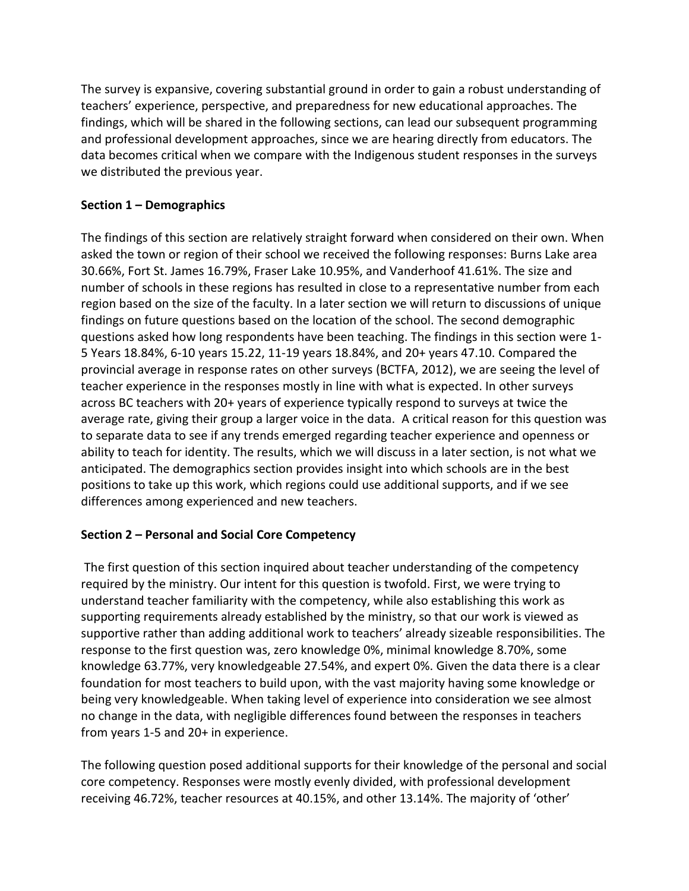The survey is expansive, covering substantial ground in order to gain a robust understanding of teachers' experience, perspective, and preparedness for new educational approaches. The findings, which will be shared in the following sections, can lead our subsequent programming and professional development approaches, since we are hearing directly from educators. The data becomes critical when we compare with the Indigenous student responses in the surveys we distributed the previous year.

**Section 1 – Demographics**

The findings of this section are relatively straight forward when considered on their own. When asked the town or region of their school we received the following responses: Burns Lake area 30.66%, Fort St. James 16.79%, Fraser Lake 10.95%, and Vanderhoof 41.61%. The size and number of schools in these regions has resulted in close to a representative number from each region based on the size of the faculty. In a later section we will return to discussions of unique findings on future questions based on the location of the school. The second demographic questions asked how long respondents have been teaching. The findings in this section were 1-5 Years 18.84%, 6-10 years 15.22, 11-19 years 18.84%, and 20+ years 47.10. Compared the provincial average in response rates on other surveys (BCTFA, 2012), we are seeing the level of teacher experience in the responses mostly in line with what is expected. In other surveys across BC teachers with 20+ years of experience typically respond to surveys at twice the average rate, giving their group a larger voice in the data. A critical reason for this question was to separate data to see if any trends emerged regarding teacher experience and openness or ability to teach for identity. The results, which we will discuss in a later section, is not what we anticipated. The demographics section provides insight into which schools are in the best positions to take up this work, which regions could use additional supports, and if we see differences among experienced and new teachers.

**Section 2 – Personal and Social Core Competency**

The first question of this section inquired about teacher understanding of the competency required by the ministry. Our intent for this question is twofold. First, we were trying to understand teacher familiarity with the competency, while also establishing this work as supporting requirements already established by the ministry, so that our work is viewed as supportive rather than adding additional work to teachers' already sizeable responsibilities. The response to the first question was, zero knowledge 0%, minimal knowledge 8.70%, some knowledge 63.77%, very knowledgeable 27.54%, and expert 0%. Given the data there is a clear foundation for most teachers to build upon, with the vast majority having some knowledge or being very knowledgeable. When taking level of experience into consideration we see almost no change in the data, with negligible differences found between the responses in teachers from years 1-5 and 20+ in experience.

The following question posed additional supports for their knowledge of the personal and social core competency. Responses were mostly evenly divided, with professional development receiving 46.72%, teacher resources at 40.15%, and other 13.14%. The majority of 'other'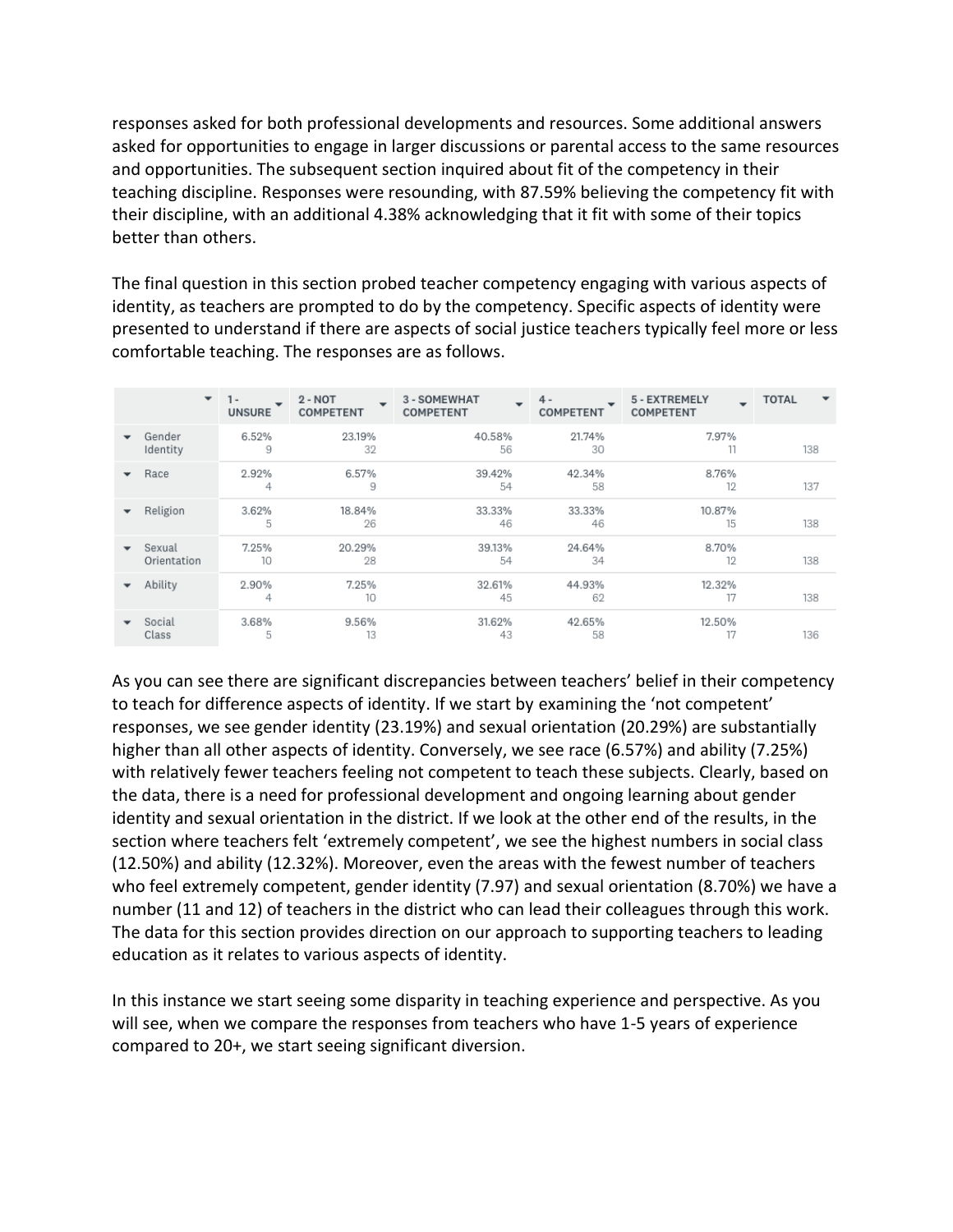responses asked for both professional developments and resources. Some additional answers asked for opportunities to engage in larger discussions or parental access to the same resources and opportunities. The subsequent section inquired about fit of the competency in their teaching discipline. Responses were resounding, with 87.59% believing the competency fit with their discipline, with an additional 4.38% acknowledging that it fit with some of their topics better than others.

The final question in this section probed teacher competency engaging with various aspects of identity, as teachers are prompted to do by the competency. Specific aspects of identity were presented to understand if there are aspects of social justice teachers typically feel more or less comfortable teaching. The responses are as follows.

| | 1 - UNSURE | 2 - NOT COMPETENT | 3 - SOMEWHAT COMPETENT | 4 - COMPETENT | 5 - EXTREMELY COMPETENT | TOTAL |
|---|---|---|---|---|---|---|
| Gender Identity | 6.52% 9 | 23.19% 32 | 40.58% 56 | 21.74% 30 | 7.97% 11 | 138 |
| Race | 2.92% 4 | 6.57% 9 | 39.42% 54 | 42.34% 58 | 8.76% 12 | 137 |
| Religion | 3.62% 5 | 18.84% 26 | 33.33% 46 | 33.33% 46 | 10.87% 15 | 138 |
| Sexual Orientation | 7.25% 10 | 20.29% 28 | 39.13% 54 | 24.64% 34 | 8.70% 12 | 138 |
| Ability | 2.90% 4 | 7.25% 10 | 32.61% 45 | 44.93% 62 | 12.32% 17 | 138 |
| Social Class | 3.68% 5 | 9.56% 13 | 31.62% 43 | 42.65% 58 | 12.50% 17 | 136 |

As you can see there are significant discrepancies between teachers' belief in their competency to teach for difference aspects of identity. If we start by examining the 'not competent' responses, we see gender identity (23.19%) and sexual orientation (20.29%) are substantially higher than all other aspects of identity. Conversely, we see race (6.57%) and ability (7.25%) with relatively fewer teachers feeling not competent to teach these subjects. Clearly, based on the data, there is a need for professional development and ongoing learning about gender identity and sexual orientation in the district. If we look at the other end of the results, in the section where teachers felt 'extremely competent', we see the highest numbers in social class (12.50%) and ability (12.32%). Moreover, even the areas with the fewest number of teachers who feel extremely competent, gender identity (7.97) and sexual orientation (8.70%) we have a number (11 and 12) of teachers in the district who can lead their colleagues through this work. The data for this section provides direction on our approach to supporting teachers to leading education as it relates to various aspects of identity.

In this instance we start seeing some disparity in teaching experience and perspective. As you will see, when we compare the responses from teachers who have 1-5 years of experience compared to 20+, we start seeing significant diversion.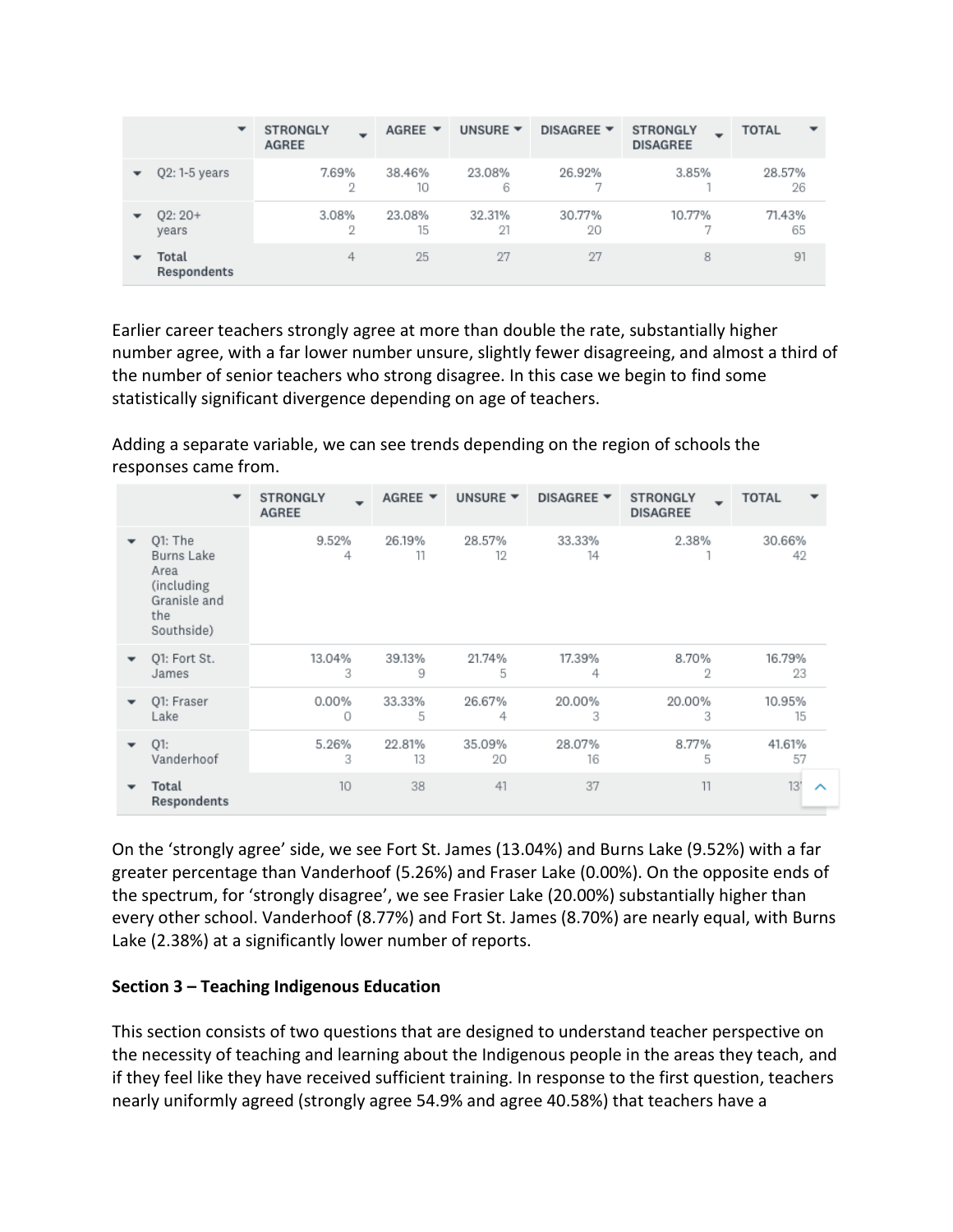| | STRONGLY AGREE | AGREE | UNSURE | DISAGREE | STRONGLY DISAGREE | TOTAL |
|---|---|---|---|---|---|---|
| Q2: 1-5 years | 7.69% 2 | 38.46% 10 | 23.08% 6 | 26.92% 7 | 3.85% 1 | 28.57% 26 |
| Q2: 20+ years | 3.08% 2 | 23.08% 15 | 32.31% 21 | 30.77% 20 | 10.77% 7 | 71.43% 65 |
| Total Respondents | 4 | 25 | 27 | 27 | 8 | 91 |

Earlier career teachers strongly agree at more than double the rate, substantially higher number agree, with a far lower number unsure, slightly fewer disagreeing, and almost a third of the number of senior teachers who strong disagree. In this case we begin to find some statistically significant divergence depending on age of teachers.

Adding a separate variable, we can see trends depending on the region of schools the responses came from.

| | STRONGLY AGREE | AGREE | UNSURE | DISAGREE | STRONGLY DISAGREE | TOTAL |
|---|---|---|---|---|---|---|
| Q1: The Burns Lake Area (including Granisle and the Southside) | 9.52% 4 | 26.19% 11 | 28.57% 12 | 33.33% 14 | 2.38% 1 | 30.66% 42 |
| Q1: Fort St. James | 13.04% 3 | 39.13% 9 | 21.74% 5 | 17.39% 4 | 8.70% 2 | 16.79% 23 |
| Q1: Fraser Lake | 0.00% 0 | 33.33% 5 | 26.67% 4 | 20.00% 3 | 20.00% 3 | 10.95% 15 |
| Q1: Vanderhoof | 5.26% 3 | 22.81% 13 | 35.09% 20 | 28.07% 16 | 8.77% 5 | 41.61% 57 |
| Total Respondents | 10 | 38 | 41 | 37 | 11 | 13' |

On the 'strongly agree' side, we see Fort St. James (13.04%) and Burns Lake (9.52%) with a far greater percentage than Vanderhoof (5.26%) and Fraser Lake (0.00%). On the opposite ends of the spectrum, for 'strongly disagree', we see Frasier Lake (20.00%) substantially higher than every other school. Vanderhoof (8.77%) and Fort St. James (8.70%) are nearly equal, with Burns Lake (2.38%) at a significantly lower number of reports.

**Section 3 – Teaching Indigenous Education**

This section consists of two questions that are designed to understand teacher perspective on the necessity of teaching and learning about the Indigenous people in the areas they teach, and if they feel like they have received sufficient training. In response to the first question, teachers nearly uniformly agreed (strongly agree 54.9% and agree 40.58%) that teachers have a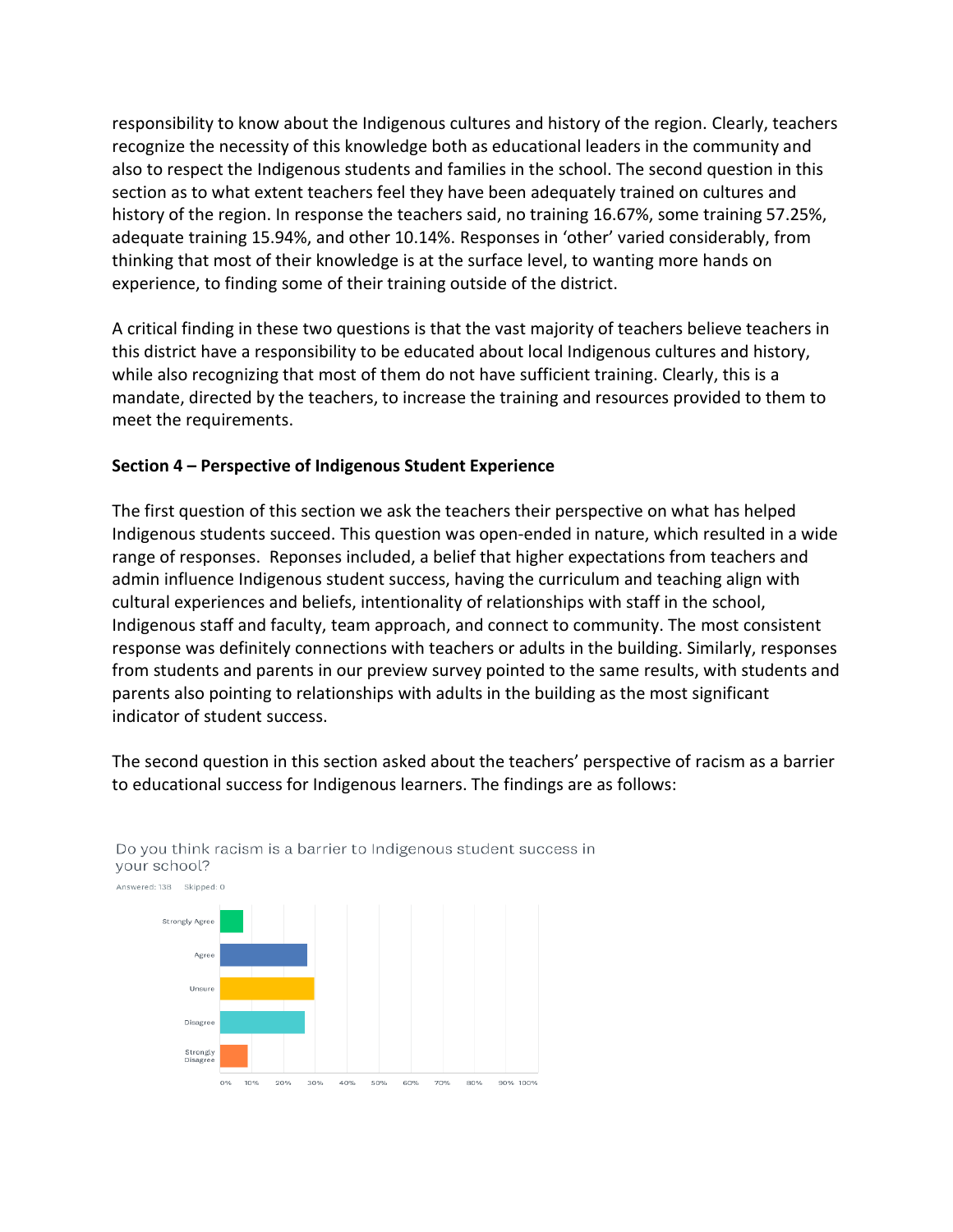responsibility to know about the Indigenous cultures and history of the region. Clearly, teachers recognize the necessity of this knowledge both as educational leaders in the community and also to respect the Indigenous students and families in the school. The second question in this section as to what extent teachers feel they have been adequately trained on cultures and history of the region. In response the teachers said, no training 16.67%, some training 57.25%, adequate training 15.94%, and other 10.14%. Responses in 'other' varied considerably, from thinking that most of their knowledge is at the surface level, to wanting more hands on experience, to finding some of their training outside of the district.

A critical finding in these two questions is that the vast majority of teachers believe teachers in this district have a responsibility to be educated about local Indigenous cultures and history, while also recognizing that most of them do not have sufficient training. Clearly, this is a mandate, directed by the teachers, to increase the training and resources provided to them to meet the requirements.

**Section 4 – Perspective of Indigenous Student Experience**

The first question of this section we ask the teachers their perspective on what has helped Indigenous students succeed. This question was open-ended in nature, which resulted in a wide range of responses. Reponses included, a belief that higher expectations from teachers and admin influence Indigenous student success, having the curriculum and teaching align with cultural experiences and beliefs, intentionality of relationships with staff in the school, Indigenous staff and faculty, team approach, and connect to community. The most consistent response was definitely connections with teachers or adults in the building. Similarly, responses from students and parents in our preview survey pointed to the same results, with students and parents also pointing to relationships with adults in the building as the most significant indicator of student success.

The second question in this section asked about the teachers' perspective of racism as a barrier to educational success for Indigenous learners. The findings are as follows:

Do you think racism is a barrier to Indigenous student success in your school?

Answered: 138 Skipped: 0

| Response | Approx. % |
|---|---|
| Strongly Agree | ~7% |
| Agree | ~27% |
| Unsure | ~30% |
| Disagree | ~27% |
| Strongly Disagree | ~9% |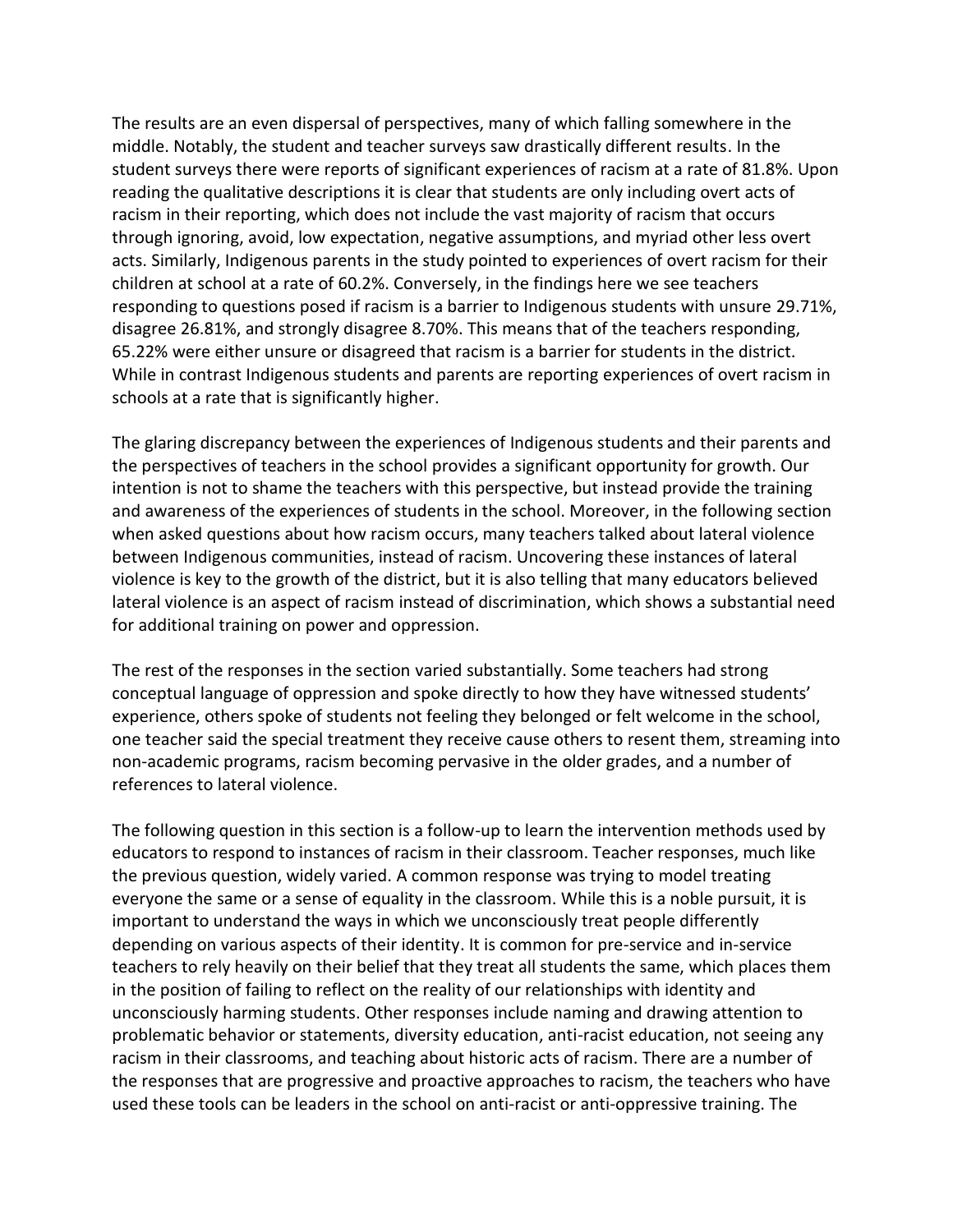The results are an even dispersal of perspectives, many of which falling somewhere in the middle. Notably, the student and teacher surveys saw drastically different results. In the student surveys there were reports of significant experiences of racism at a rate of 81.8%. Upon reading the qualitative descriptions it is clear that students are only including overt acts of racism in their reporting, which does not include the vast majority of racism that occurs through ignoring, avoid, low expectation, negative assumptions, and myriad other less overt acts. Similarly, Indigenous parents in the study pointed to experiences of overt racism for their children at school at a rate of 60.2%. Conversely, in the findings here we see teachers responding to questions posed if racism is a barrier to Indigenous students with unsure 29.71%, disagree 26.81%, and strongly disagree 8.70%. This means that of the teachers responding, 65.22% were either unsure or disagreed that racism is a barrier for students in the district. While in contrast Indigenous students and parents are reporting experiences of overt racism in schools at a rate that is significantly higher.

The glaring discrepancy between the experiences of Indigenous students and their parents and the perspectives of teachers in the school provides a significant opportunity for growth. Our intention is not to shame the teachers with this perspective, but instead provide the training and awareness of the experiences of students in the school. Moreover, in the following section when asked questions about how racism occurs, many teachers talked about lateral violence between Indigenous communities, instead of racism. Uncovering these instances of lateral violence is key to the growth of the district, but it is also telling that many educators believed lateral violence is an aspect of racism instead of discrimination, which shows a substantial need for additional training on power and oppression.

The rest of the responses in the section varied substantially. Some teachers had strong conceptual language of oppression and spoke directly to how they have witnessed students' experience, others spoke of students not feeling they belonged or felt welcome in the school, one teacher said the special treatment they receive cause others to resent them, streaming into non-academic programs, racism becoming pervasive in the older grades, and a number of references to lateral violence.

The following question in this section is a follow-up to learn the intervention methods used by educators to respond to instances of racism in their classroom. Teacher responses, much like the previous question, widely varied. A common response was trying to model treating everyone the same or a sense of equality in the classroom. While this is a noble pursuit, it is important to understand the ways in which we unconsciously treat people differently depending on various aspects of their identity. It is common for pre-service and in-service teachers to rely heavily on their belief that they treat all students the same, which places them in the position of failing to reflect on the reality of our relationships with identity and unconsciously harming students. Other responses include naming and drawing attention to problematic behavior or statements, diversity education, anti-racist education, not seeing any racism in their classrooms, and teaching about historic acts of racism. There are a number of the responses that are progressive and proactive approaches to racism, the teachers who have used these tools can be leaders in the school on anti-racist or anti-oppressive training. The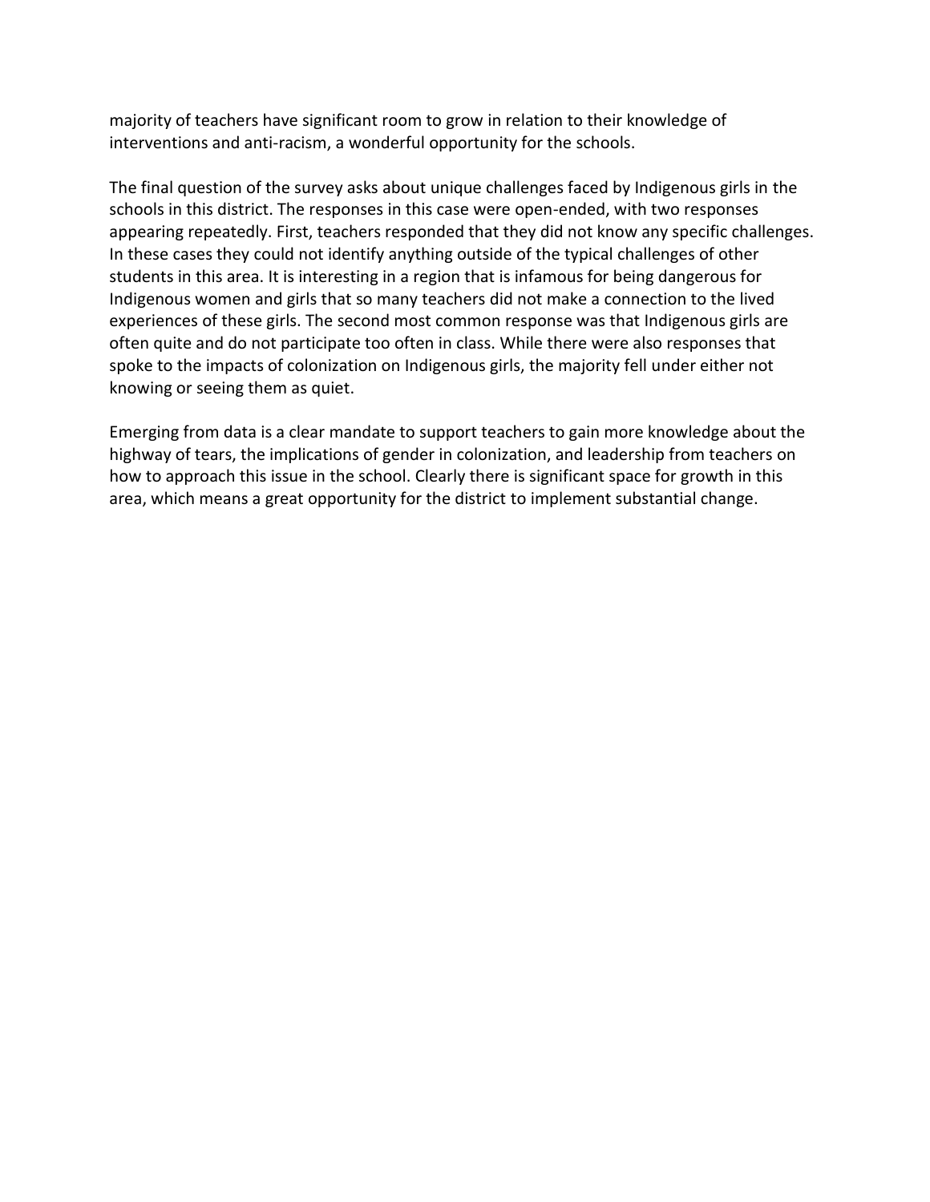majority of teachers have significant room to grow in relation to their knowledge of interventions and anti-racism, a wonderful opportunity for the schools.

The final question of the survey asks about unique challenges faced by Indigenous girls in the schools in this district. The responses in this case were open-ended, with two responses appearing repeatedly. First, teachers responded that they did not know any specific challenges. In these cases they could not identify anything outside of the typical challenges of other students in this area. It is interesting in a region that is infamous for being dangerous for Indigenous women and girls that so many teachers did not make a connection to the lived experiences of these girls. The second most common response was that Indigenous girls are often quite and do not participate too often in class. While there were also responses that spoke to the impacts of colonization on Indigenous girls, the majority fell under either not knowing or seeing them as quiet.

Emerging from data is a clear mandate to support teachers to gain more knowledge about the highway of tears, the implications of gender in colonization, and leadership from teachers on how to approach this issue in the school. Clearly there is significant space for growth in this area, which means a great opportunity for the district to implement substantial change.